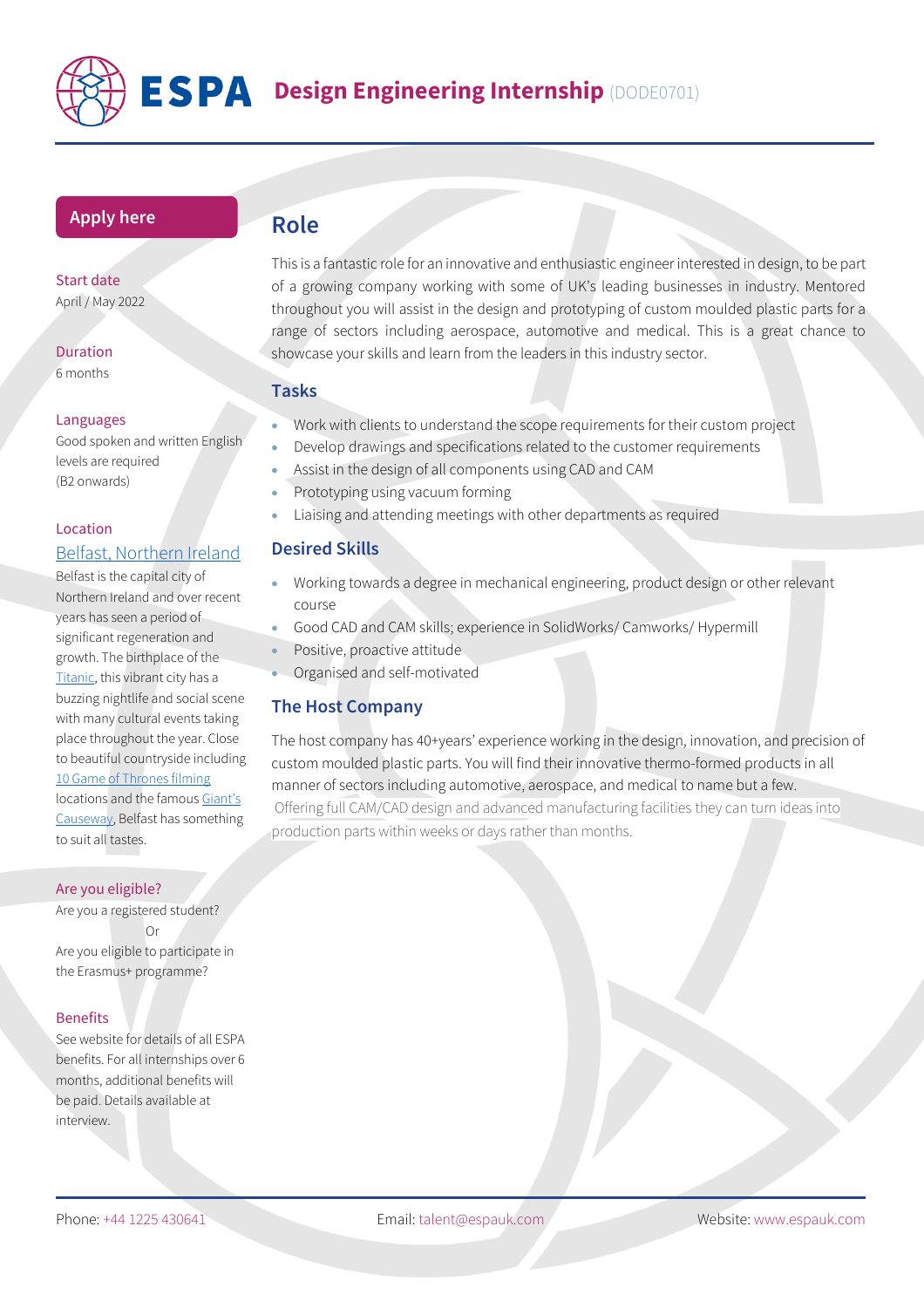# ESPA Design Engineering Internship (DODE0701)

**Apply here**

**Start date**
April / May 2022

**Duration**
6 months

**Languages**
Good spoken and written English levels are required (B2 onwards)

**Location**
Belfast, Northern Ireland

Belfast is the capital city of Northern Ireland and over recent years has seen a period of significant regeneration and growth. The birthplace of the Titanic, this vibrant city has a buzzing nightlife and social scene with many cultural events taking place throughout the year. Close to beautiful countryside including 10 Game of Thrones filming locations and the famous Giant's Causeway, Belfast has something to suit all tastes.

**Are you eligible?**
Are you a registered student?
Or
Are you eligible to participate in the Erasmus+ programme?

**Benefits**
See website for details of all ESPA benefits. For all internships over 6 months, additional benefits will be paid. Details available at interview.

## Role

This is a fantastic role for an innovative and enthusiastic engineer interested in design, to be part of a growing company working with some of UK's leading businesses in industry. Mentored throughout you will assist in the design and prototyping of custom moulded plastic parts for a range of sectors including aerospace, automotive and medical. This is a great chance to showcase your skills and learn from the leaders in this industry sector.

### Tasks

- Work with clients to understand the scope requirements for their custom project
- Develop drawings and specifications related to the customer requirements
- Assist in the design of all components using CAD and CAM
- Prototyping using vacuum forming
- Liaising and attending meetings with other departments as required

### Desired Skills

- Working towards a degree in mechanical engineering, product design or other relevant course
- Good CAD and CAM skills; experience in SolidWorks/ Camworks/ Hypermill
- Positive, proactive attitude
- Organised and self-motivated

### The Host Company

The host company has 40+years' experience working in the design, innovation, and precision of custom moulded plastic parts. You will find their innovative thermo-formed products in all manner of sectors including automotive, aerospace, and medical to name but a few.
Offering full CAM/CAD design and advanced manufacturing facilities they can turn ideas into production parts within weeks or days rather than months.

Phone: +44 1225 430641 Email: talent@espauk.com Website: www.espauk.com